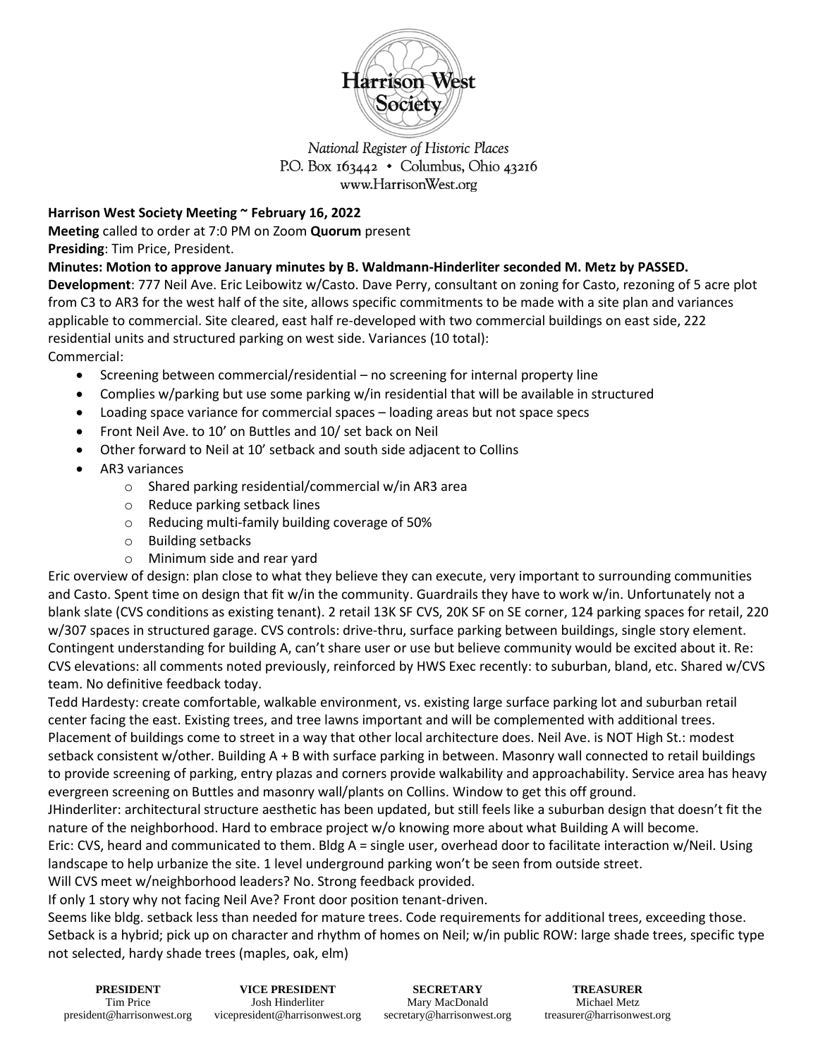Harrison West Society

*National Register of Historic Places*
*P.O. Box 163442 • Columbus, Ohio 43216*
*www.HarrisonWest.org*

**Harrison West Society Meeting ~ February 16, 2022**

**Meeting** called to order at 7:0 PM on Zoom **Quorum** present

**Presiding**: Tim Price, President.

**Minutes: Motion to approve January minutes by B. Waldmann-Hinderliter seconded M. Metz by PASSED.**

**Development**: 777 Neil Ave. Eric Leibowitz w/Casto. Dave Perry, consultant on zoning for Casto, rezoning of 5 acre plot from C3 to AR3 for the west half of the site, allows specific commitments to be made with a site plan and variances applicable to commercial. Site cleared, east half re-developed with two commercial buildings on east side, 222 residential units and structured parking on west side. Variances (10 total):

Commercial:

- Screening between commercial/residential – no screening for internal property line
- Complies w/parking but use some parking w/in residential that will be available in structured
- Loading space variance for commercial spaces – loading areas but not space specs
- Front Neil Ave. to 10' on Buttles and 10/ set back on Neil
- Other forward to Neil at 10' setback and south side adjacent to Collins
- AR3 variances
  - Shared parking residential/commercial w/in AR3 area
  - Reduce parking setback lines
  - Reducing multi-family building coverage of 50%
  - Building setbacks
  - Minimum side and rear yard

Eric overview of design: plan close to what they believe they can execute, very important to surrounding communities and Casto. Spent time on design that fit w/in the community. Guardrails they have to work w/in. Unfortunately not a blank slate (CVS conditions as existing tenant). 2 retail 13K SF CVS, 20K SF on SE corner, 124 parking spaces for retail, 220 w/307 spaces in structured garage. CVS controls: drive-thru, surface parking between buildings, single story element. Contingent understanding for building A, can't share user or use but believe community would be excited about it. Re: CVS elevations: all comments noted previously, reinforced by HWS Exec recently: to suburban, bland, etc. Shared w/CVS team. No definitive feedback today.

Tedd Hardesty: create comfortable, walkable environment, vs. existing large surface parking lot and suburban retail center facing the east. Existing trees, and tree lawns important and will be complemented with additional trees. Placement of buildings come to street in a way that other local architecture does. Neil Ave. is NOT High St.: modest setback consistent w/other. Building A + B with surface parking in between. Masonry wall connected to retail buildings to provide screening of parking, entry plazas and corners provide walkability and approachability. Service area has heavy evergreen screening on Buttles and masonry wall/plants on Collins. Window to get this off ground.

JHinderliter: architectural structure aesthetic has been updated, but still feels like a suburban design that doesn't fit the nature of the neighborhood. Hard to embrace project w/o knowing more about what Building A will become.

Eric: CVS, heard and communicated to them. Bldg A = single user, overhead door to facilitate interaction w/Neil. Using landscape to help urbanize the site. 1 level underground parking won't be seen from outside street.

Will CVS meet w/neighborhood leaders? No. Strong feedback provided.

If only 1 story why not facing Neil Ave? Front door position tenant-driven.

Seems like bldg. setback less than needed for mature trees. Code requirements for additional trees, exceeding those. Setback is a hybrid; pick up on character and rhythm of homes on Neil; w/in public ROW: large shade trees, specific type not selected, hardy shade trees (maples, oak, elm)

| PRESIDENT | VICE PRESIDENT | SECRETARY | TREASURER |
| --- | --- | --- | --- |
| Tim Price | Josh Hinderliter | Mary MacDonald | Michael Metz |
| president@harrisonwest.org | vicepresident@harrisonwest.org | secretary@harrisonwest.org | treasurer@harrisonwest.org |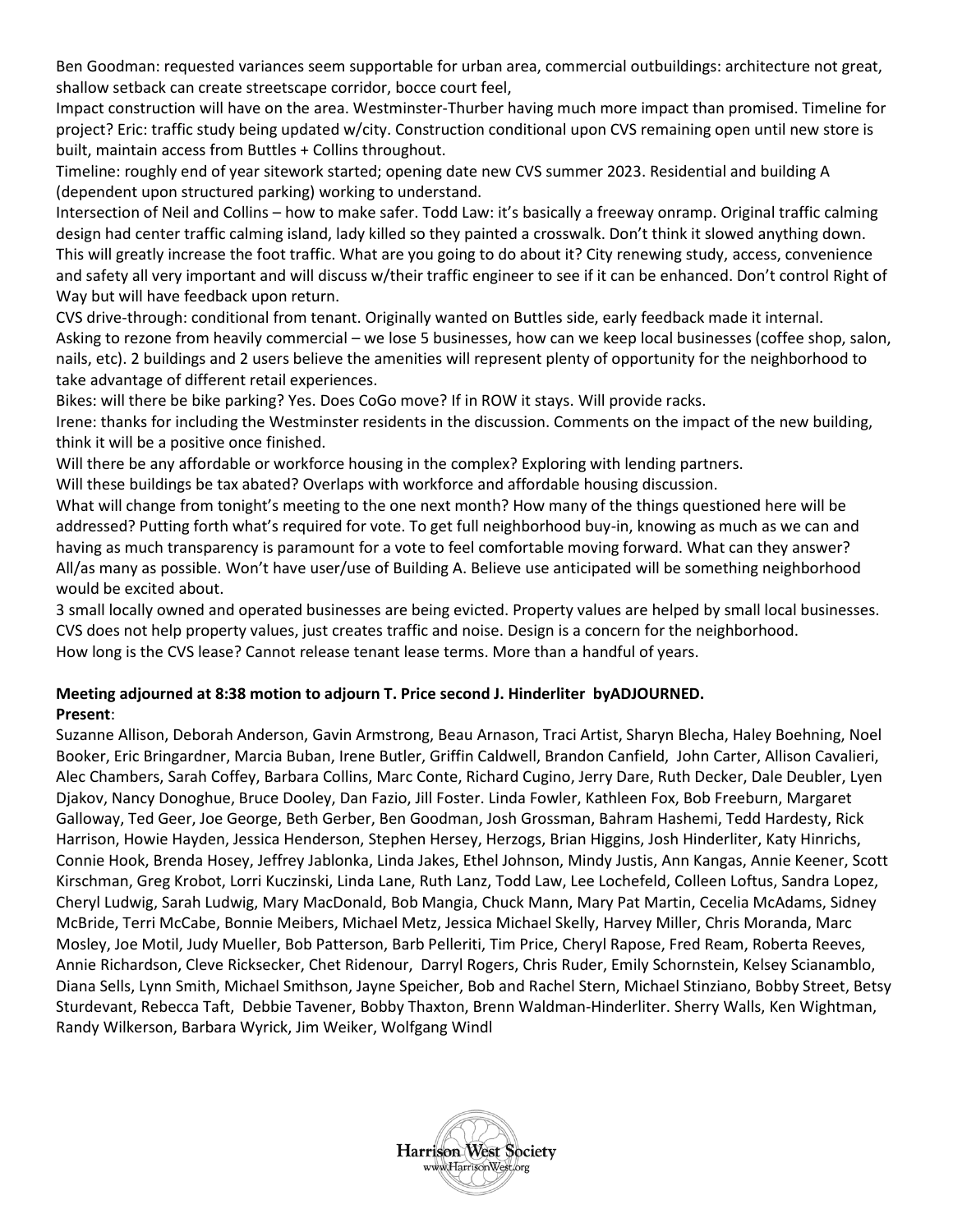Ben Goodman: requested variances seem supportable for urban area, commercial outbuildings: architecture not great, shallow setback can create streetscape corridor, bocce court feel,

Impact construction will have on the area. Westminster-Thurber having much more impact than promised. Timeline for project? Eric: traffic study being updated w/city. Construction conditional upon CVS remaining open until new store is built, maintain access from Buttles + Collins throughout.

Timeline: roughly end of year sitework started; opening date new CVS summer 2023. Residential and building A (dependent upon structured parking) working to understand.

Intersection of Neil and Collins – how to make safer. Todd Law: it's basically a freeway onramp. Original traffic calming design had center traffic calming island, lady killed so they painted a crosswalk. Don't think it slowed anything down. This will greatly increase the foot traffic. What are you going to do about it? City renewing study, access, convenience and safety all very important and will discuss w/their traffic engineer to see if it can be enhanced. Don't control Right of Way but will have feedback upon return.

CVS drive-through: conditional from tenant. Originally wanted on Buttles side, early feedback made it internal.

Asking to rezone from heavily commercial – we lose 5 businesses, how can we keep local businesses (coffee shop, salon, nails, etc). 2 buildings and 2 users believe the amenities will represent plenty of opportunity for the neighborhood to take advantage of different retail experiences.

Bikes: will there be bike parking? Yes. Does CoGo move? If in ROW it stays. Will provide racks.

Irene: thanks for including the Westminster residents in the discussion. Comments on the impact of the new building, think it will be a positive once finished.

Will there be any affordable or workforce housing in the complex? Exploring with lending partners.

Will these buildings be tax abated? Overlaps with workforce and affordable housing discussion.

What will change from tonight's meeting to the one next month? How many of the things questioned here will be addressed? Putting forth what's required for vote. To get full neighborhood buy-in, knowing as much as we can and having as much transparency is paramount for a vote to feel comfortable moving forward. What can they answer? All/as many as possible. Won't have user/use of Building A. Believe use anticipated will be something neighborhood would be excited about.

3 small locally owned and operated businesses are being evicted. Property values are helped by small local businesses. CVS does not help property values, just creates traffic and noise. Design is a concern for the neighborhood.

How long is the CVS lease? Cannot release tenant lease terms. More than a handful of years.

**Meeting adjourned at 8:38 motion to adjourn T. Price second J. Hinderliter byADJOURNED.**

**Present**:

Suzanne Allison, Deborah Anderson, Gavin Armstrong, Beau Arnason, Traci Artist, Sharyn Blecha, Haley Boehning, Noel Booker, Eric Bringardner, Marcia Buban, Irene Butler, Griffin Caldwell, Brandon Canfield, John Carter, Allison Cavalieri, Alec Chambers, Sarah Coffey, Barbara Collins, Marc Conte, Richard Cugino, Jerry Dare, Ruth Decker, Dale Deubler, Lyen Djakov, Nancy Donoghue, Bruce Dooley, Dan Fazio, Jill Foster. Linda Fowler, Kathleen Fox, Bob Freeburn, Margaret Galloway, Ted Geer, Joe George, Beth Gerber, Ben Goodman, Josh Grossman, Bahram Hashemi, Tedd Hardesty, Rick Harrison, Howie Hayden, Jessica Henderson, Stephen Hersey, Herzogs, Brian Higgins, Josh Hinderliter, Katy Hinrichs, Connie Hook, Brenda Hosey, Jeffrey Jablonka, Linda Jakes, Ethel Johnson, Mindy Justis, Ann Kangas, Annie Keener, Scott Kirschman, Greg Krobot, Lorri Kuczinski, Linda Lane, Ruth Lanz, Todd Law, Lee Lochefeld, Colleen Loftus, Sandra Lopez, Cheryl Ludwig, Sarah Ludwig, Mary MacDonald, Bob Mangia, Chuck Mann, Mary Pat Martin, Cecelia McAdams, Sidney McBride, Terri McCabe, Bonnie Meibers, Michael Metz, Jessica Michael Skelly, Harvey Miller, Chris Moranda, Marc Mosley, Joe Motil, Judy Mueller, Bob Patterson, Barb Pelleriti, Tim Price, Cheryl Rapose, Fred Ream, Roberta Reeves, Annie Richardson, Cleve Ricksecker, Chet Ridenour, Darryl Rogers, Chris Ruder, Emily Schornstein, Kelsey Scianamblo, Diana Sells, Lynn Smith, Michael Smithson, Jayne Speicher, Bob and Rachel Stern, Michael Stinziano, Bobby Street, Betsy Sturdevant, Rebecca Taft, Debbie Tavener, Bobby Thaxton, Brenn Waldman-Hinderliter. Sherry Walls, Ken Wightman, Randy Wilkerson, Barbara Wyrick, Jim Weiker, Wolfgang Windl

Harrison West Society
www.HarrisonWest.org